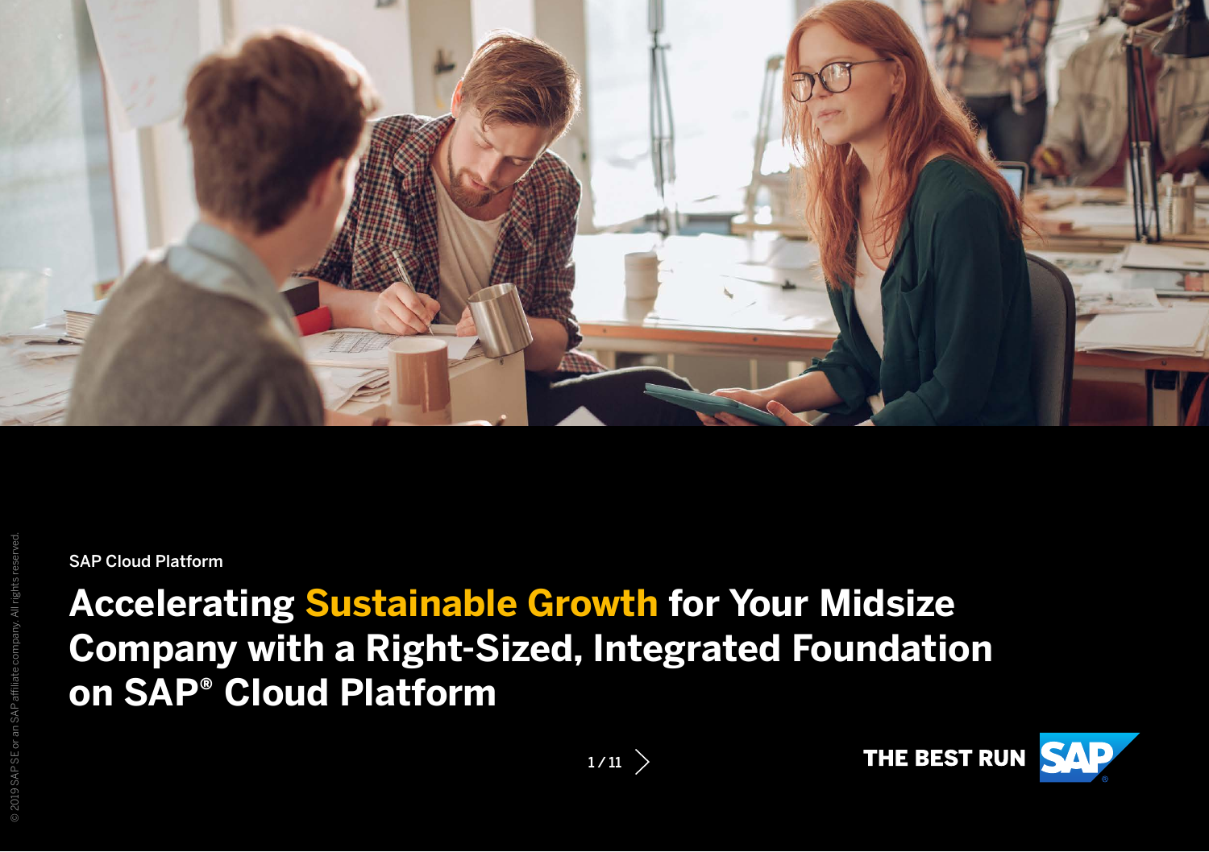SAP Cloud Platform

# Accelerating Sustainable Growth for Your Midsize Company with a Right-Sized, Integrated Foundation on SAP® Cloud Platform

THE BEST RUN SAP

© 2019 SAP SE or an SAP affiliate company. All rights reserved.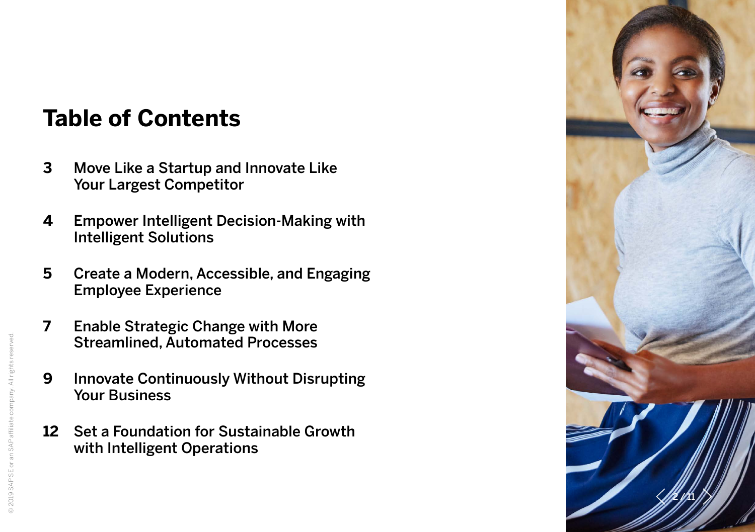# Table of Contents

3 Move Like a Startup and Innovate Like Your Largest Competitor

4 Empower Intelligent Decision-Making with Intelligent Solutions

5 Create a Modern, Accessible, and Engaging Employee Experience

7 Enable Strategic Change with More Streamlined, Automated Processes

9 Innovate Continuously Without Disrupting Your Business

12 Set a Foundation for Sustainable Growth with Intelligent Operations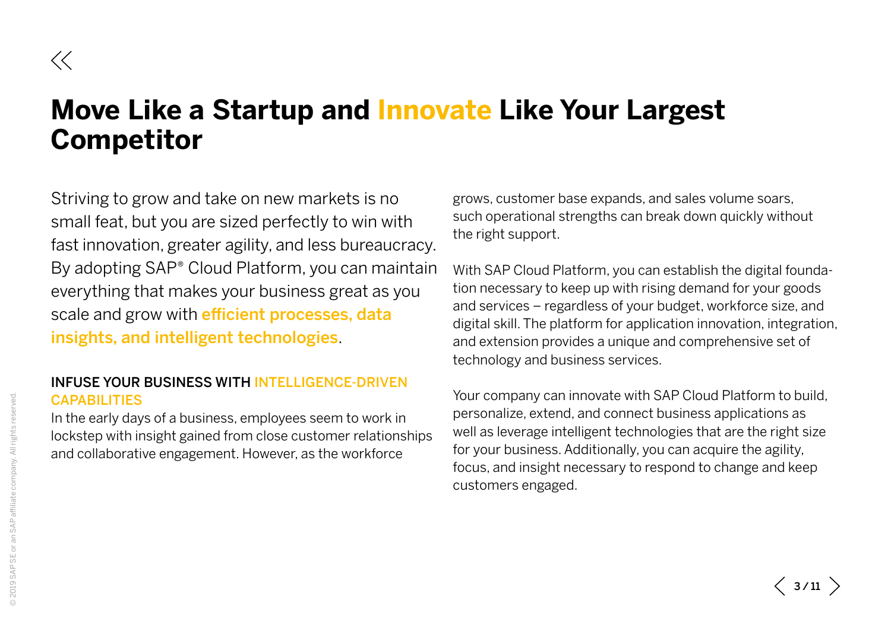# Move Like a Startup and Innovate Like Your Largest Competitor

Striving to grow and take on new markets is no small feat, but you are sized perfectly to win with fast innovation, greater agility, and less bureaucracy. By adopting SAP® Cloud Platform, you can maintain everything that makes your business great as you scale and grow with **efficient processes, data insights, and intelligent technologies**.

## INFUSE YOUR BUSINESS WITH INTELLIGENCE-DRIVEN CAPABILITIES

In the early days of a business, employees seem to work in lockstep with insight gained from close customer relationships and collaborative engagement. However, as the workforce grows, customer base expands, and sales volume soars, such operational strengths can break down quickly without the right support.

With SAP Cloud Platform, you can establish the digital foundation necessary to keep up with rising demand for your goods and services – regardless of your budget, workforce size, and digital skill. The platform for application innovation, integration, and extension provides a unique and comprehensive set of technology and business services.

Your company can innovate with SAP Cloud Platform to build, personalize, extend, and connect business applications as well as leverage intelligent technologies that are the right size for your business. Additionally, you can acquire the agility, focus, and insight necessary to respond to change and keep customers engaged.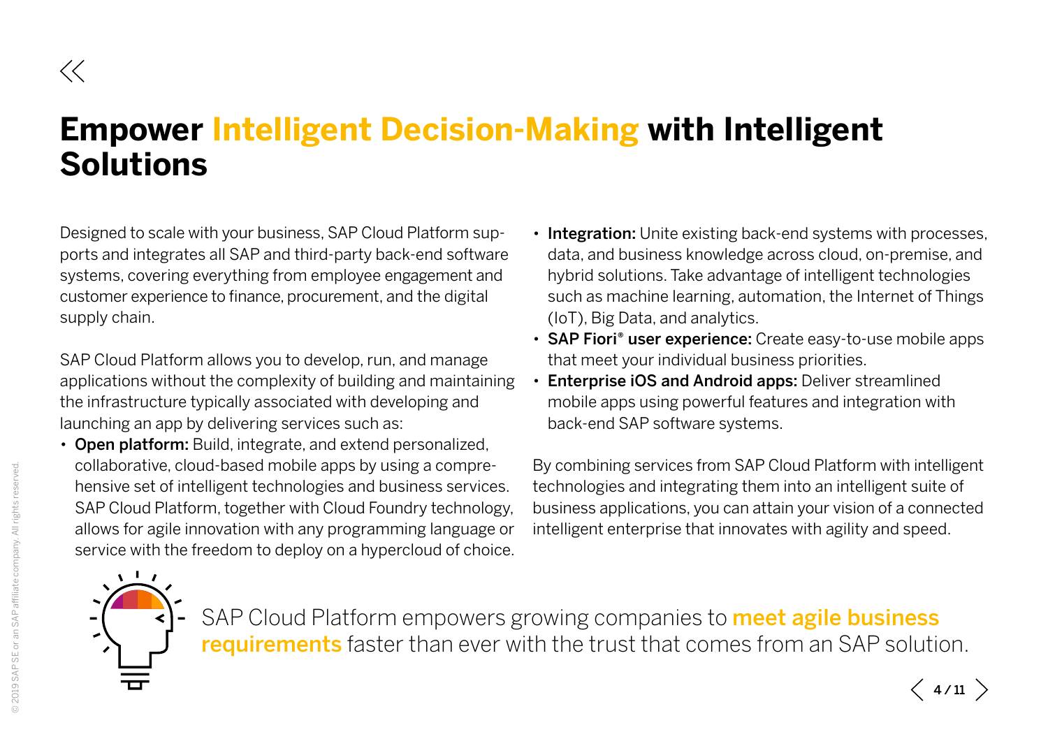# Empower Intelligent Decision-Making with Intelligent Solutions

Designed to scale with your business, SAP Cloud Platform supports and integrates all SAP and third-party back-end software systems, covering everything from employee engagement and customer experience to finance, procurement, and the digital supply chain.

SAP Cloud Platform allows you to develop, run, and manage applications without the complexity of building and maintaining the infrastructure typically associated with developing and launching an app by delivering services such as:

- **Open platform:** Build, integrate, and extend personalized, collaborative, cloud-based mobile apps by using a comprehensive set of intelligent technologies and business services. SAP Cloud Platform, together with Cloud Foundry technology, allows for agile innovation with any programming language or service with the freedom to deploy on a hypercloud of choice.
- **Integration:** Unite existing back-end systems with processes, data, and business knowledge across cloud, on-premise, and hybrid solutions. Take advantage of intelligent technologies such as machine learning, automation, the Internet of Things (IoT), Big Data, and analytics.
- **SAP Fiori® user experience:** Create easy-to-use mobile apps that meet your individual business priorities.
- **Enterprise iOS and Android apps:** Deliver streamlined mobile apps using powerful features and integration with back-end SAP software systems.

By combining services from SAP Cloud Platform with intelligent technologies and integrating them into an intelligent suite of business applications, you can attain your vision of a connected intelligent enterprise that innovates with agility and speed.

SAP Cloud Platform empowers growing companies to **meet agile business requirements** faster than ever with the trust that comes from an SAP solution.

© 2019 SAP SE or an SAP affiliate company. All rights reserved.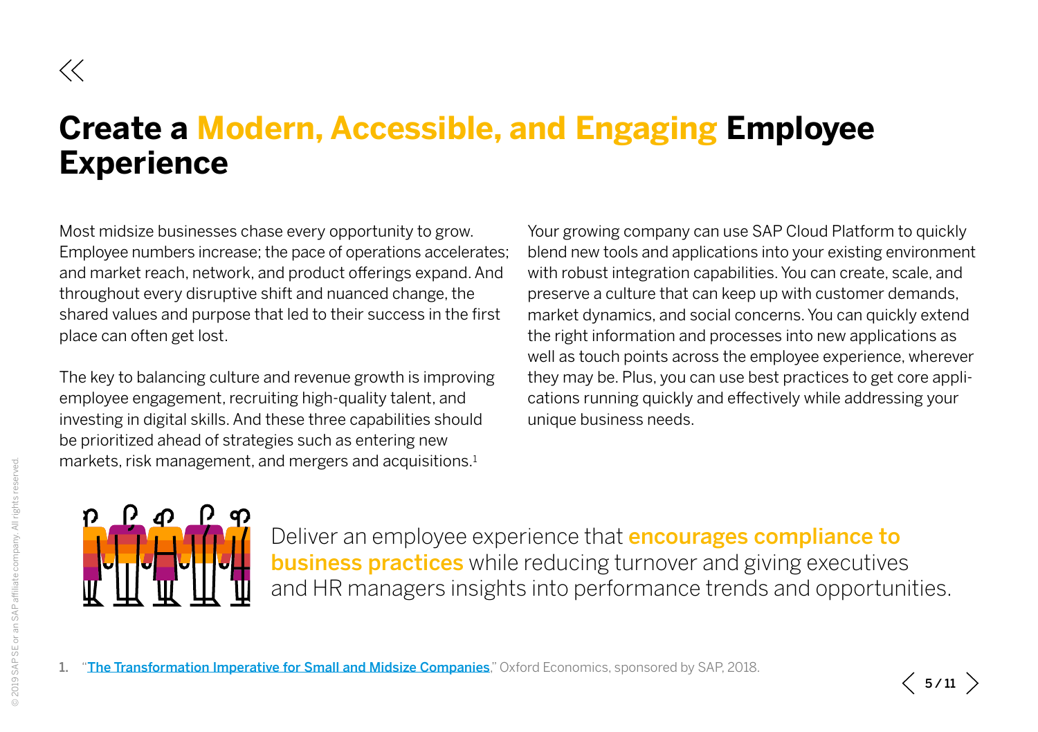# Create a Modern, Accessible, and Engaging Employee Experience

Most midsize businesses chase every opportunity to grow. Employee numbers increase; the pace of operations accelerates; and market reach, network, and product offerings expand. And throughout every disruptive shift and nuanced change, the shared values and purpose that led to their success in the first place can often get lost.

The key to balancing culture and revenue growth is improving employee engagement, recruiting high-quality talent, and investing in digital skills. And these three capabilities should be prioritized ahead of strategies such as entering new markets, risk management, and mergers and acquisitions.[1]

Your growing company can use SAP Cloud Platform to quickly blend new tools and applications into your existing environment with robust integration capabilities. You can create, scale, and preserve a culture that can keep up with customer demands, market dynamics, and social concerns. You can quickly extend the right information and processes into new applications as well as touch points across the employee experience, wherever they may be. Plus, you can use best practices to get core applications running quickly and effectively while addressing your unique business needs.

Deliver an employee experience that **encourages compliance to business practices** while reducing turnover and giving executives and HR managers insights into performance trends and opportunities.

1. "The Transformation Imperative for Small and Midsize Companies," Oxford Economics, sponsored by SAP, 2018.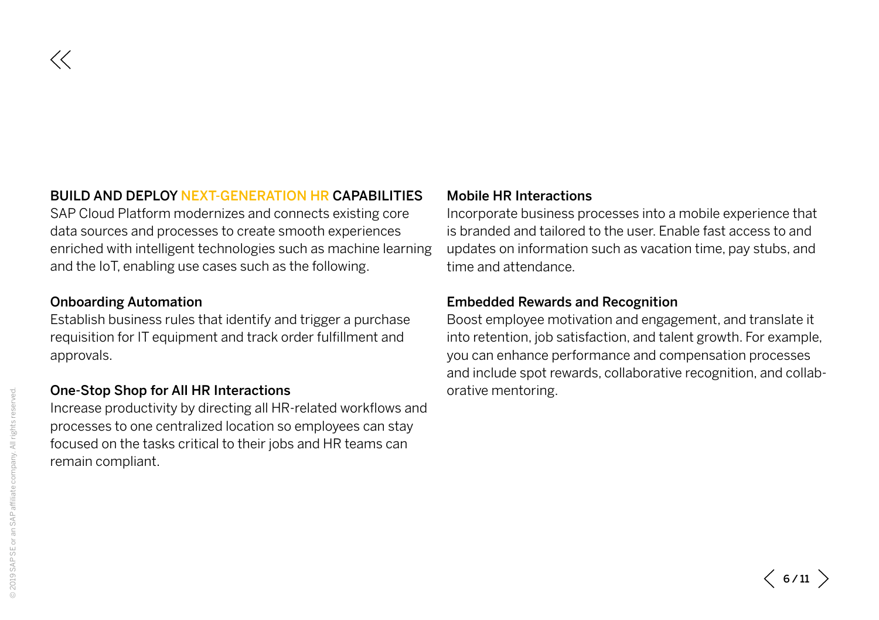## BUILD AND DEPLOY NEXT-GENERATION HR CAPABILITIES

SAP Cloud Platform modernizes and connects existing core data sources and processes to create smooth experiences enriched with intelligent technologies such as machine learning and the IoT, enabling use cases such as the following.

### Onboarding Automation

Establish business rules that identify and trigger a purchase requisition for IT equipment and track order fulfillment and approvals.

### One-Stop Shop for All HR Interactions

Increase productivity by directing all HR-related workflows and processes to one centralized location so employees can stay focused on the tasks critical to their jobs and HR teams can remain compliant.

### Mobile HR Interactions

Incorporate business processes into a mobile experience that is branded and tailored to the user. Enable fast access to and updates on information such as vacation time, pay stubs, and time and attendance.

### Embedded Rewards and Recognition

Boost employee motivation and engagement, and translate it into retention, job satisfaction, and talent growth. For example, you can enhance performance and compensation processes and include spot rewards, collaborative recognition, and collaborative mentoring.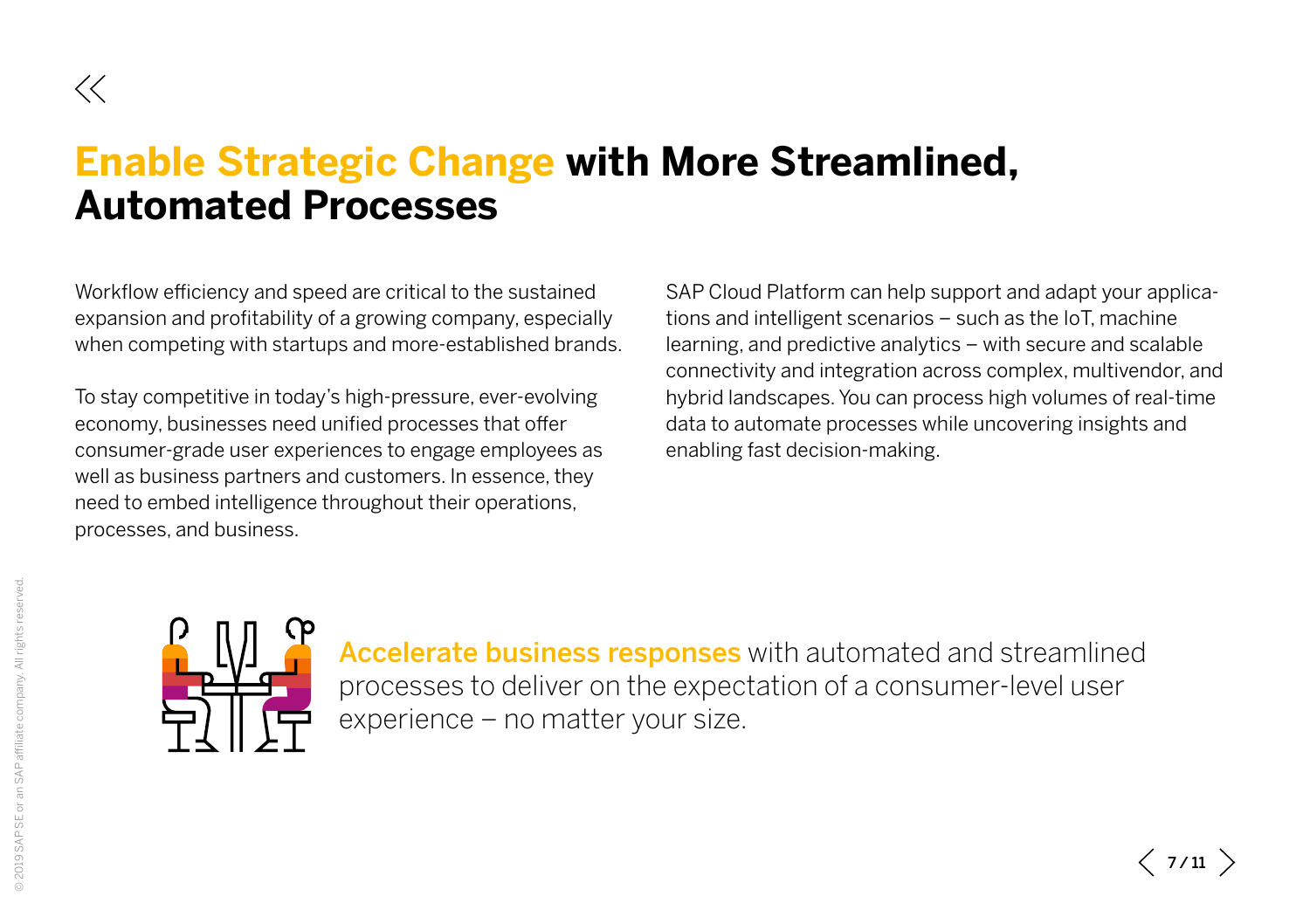# Enable Strategic Change with More Streamlined, Automated Processes

Workflow efficiency and speed are critical to the sustained expansion and profitability of a growing company, especially when competing with startups and more-established brands.

To stay competitive in today's high-pressure, ever-evolving economy, businesses need unified processes that offer consumer-grade user experiences to engage employees as well as business partners and customers. In essence, they need to embed intelligence throughout their operations, processes, and business.

SAP Cloud Platform can help support and adapt your applications and intelligent scenarios – such as the IoT, machine learning, and predictive analytics – with secure and scalable connectivity and integration across complex, multivendor, and hybrid landscapes. You can process high volumes of real-time data to automate processes while uncovering insights and enabling fast decision-making.

**Accelerate business responses** with automated and streamlined processes to deliver on the expectation of a consumer-level user experience – no matter your size.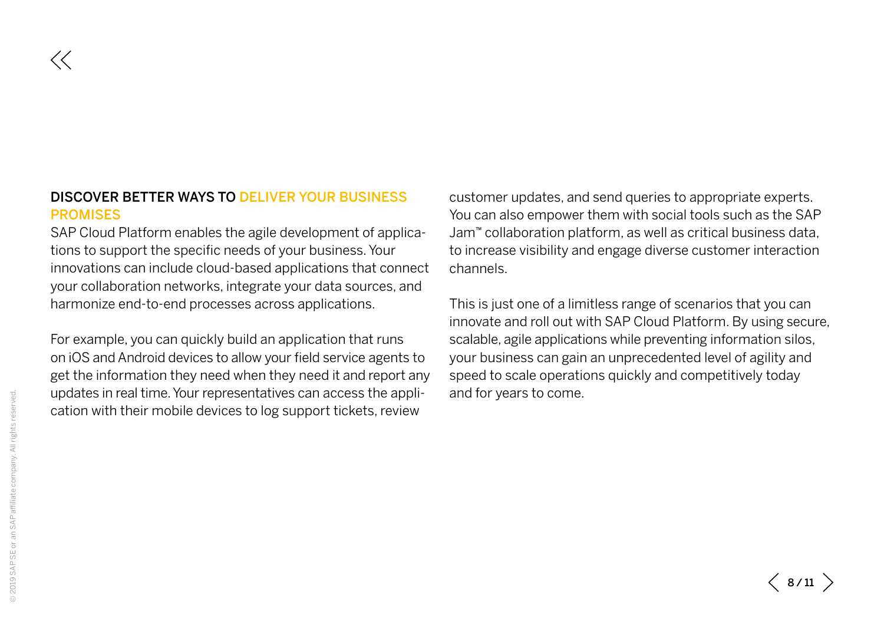## DISCOVER BETTER WAYS TO DELIVER YOUR BUSINESS PROMISES

SAP Cloud Platform enables the agile development of applications to support the specific needs of your business. Your innovations can include cloud-based applications that connect your collaboration networks, integrate your data sources, and harmonize end-to-end processes across applications.

For example, you can quickly build an application that runs on iOS and Android devices to allow your field service agents to get the information they need when they need it and report any updates in real time. Your representatives can access the application with their mobile devices to log support tickets, review customer updates, and send queries to appropriate experts. You can also empower them with social tools such as the SAP Jam™ collaboration platform, as well as critical business data, to increase visibility and engage diverse customer interaction channels.

This is just one of a limitless range of scenarios that you can innovate and roll out with SAP Cloud Platform. By using secure, scalable, agile applications while preventing information silos, your business can gain an unprecedented level of agility and speed to scale operations quickly and competitively today and for years to come.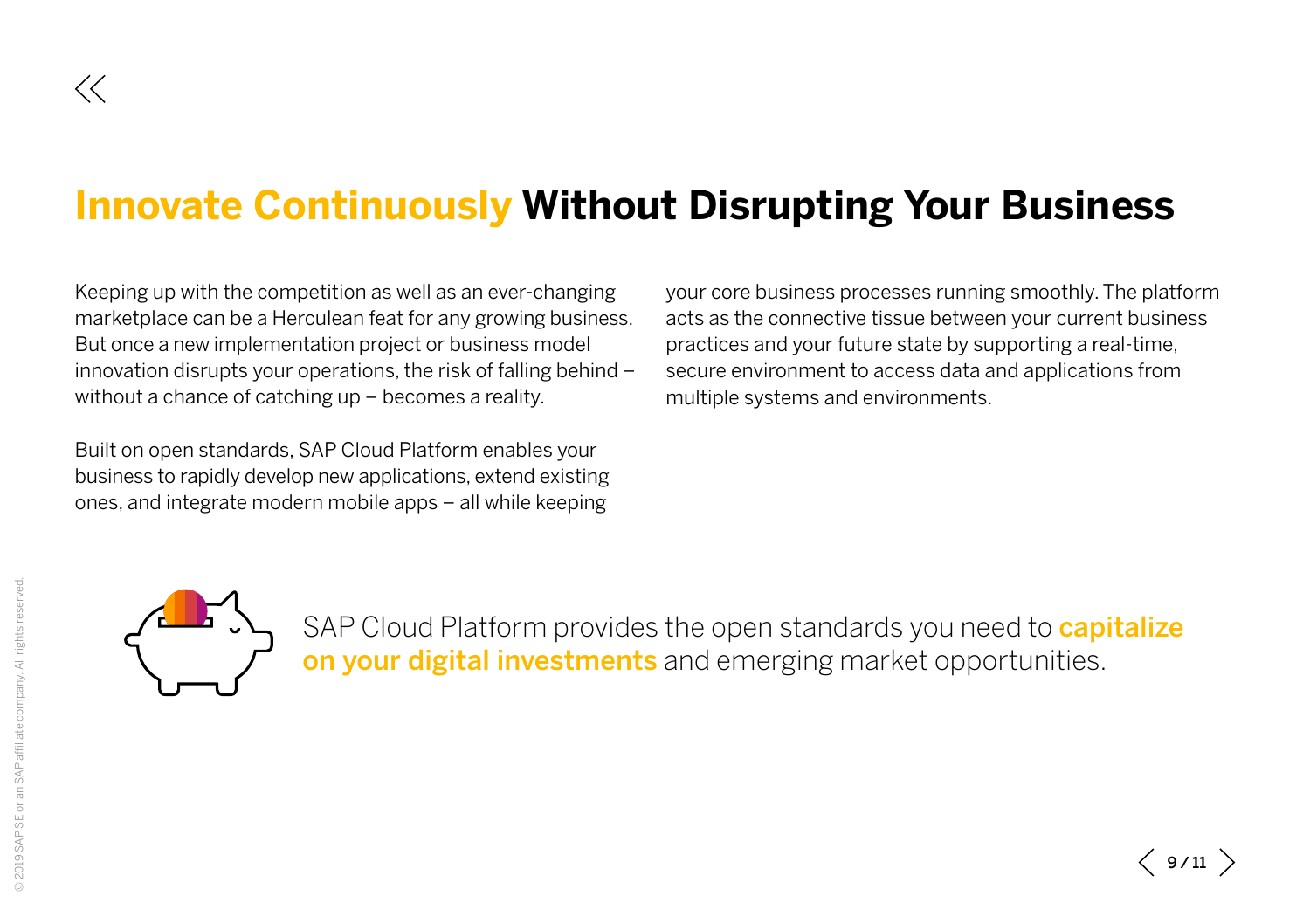# Innovate Continuously Without Disrupting Your Business

Keeping up with the competition as well as an ever-changing marketplace can be a Herculean feat for any growing business. But once a new implementation project or business model innovation disrupts your operations, the risk of falling behind – without a chance of catching up – becomes a reality.

Built on open standards, SAP Cloud Platform enables your business to rapidly develop new applications, extend existing ones, and integrate modern mobile apps – all while keeping your core business processes running smoothly. The platform acts as the connective tissue between your current business practices and your future state by supporting a real-time, secure environment to access data and applications from multiple systems and environments.

SAP Cloud Platform provides the open standards you need to **capitalize on your digital investments** and emerging market opportunities.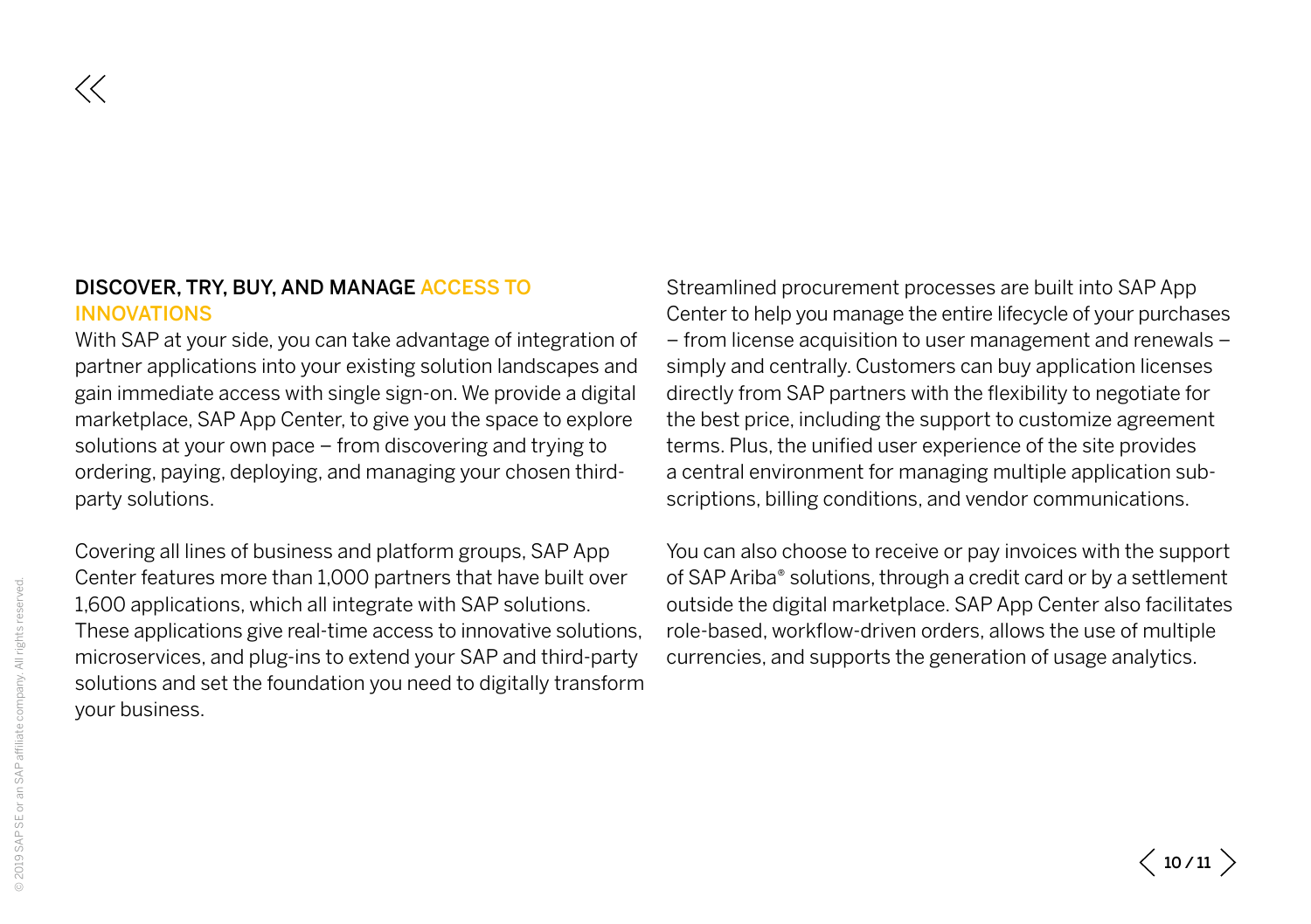## DISCOVER, TRY, BUY, AND MANAGE ACCESS TO INNOVATIONS

With SAP at your side, you can take advantage of integration of partner applications into your existing solution landscapes and gain immediate access with single sign-on. We provide a digital marketplace, SAP App Center, to give you the space to explore solutions at your own pace – from discovering and trying to ordering, paying, deploying, and managing your chosen third-party solutions.

Covering all lines of business and platform groups, SAP App Center features more than 1,000 partners that have built over 1,600 applications, which all integrate with SAP solutions. These applications give real-time access to innovative solutions, microservices, and plug-ins to extend your SAP and third-party solutions and set the foundation you need to digitally transform your business.

Streamlined procurement processes are built into SAP App Center to help you manage the entire lifecycle of your purchases – from license acquisition to user management and renewals – simply and centrally. Customers can buy application licenses directly from SAP partners with the flexibility to negotiate for the best price, including the support to customize agreement terms. Plus, the unified user experience of the site provides a central environment for managing multiple application subscriptions, billing conditions, and vendor communications.

You can also choose to receive or pay invoices with the support of SAP Ariba® solutions, through a credit card or by a settlement outside the digital marketplace. SAP App Center also facilitates role-based, workflow-driven orders, allows the use of multiple currencies, and supports the generation of usage analytics.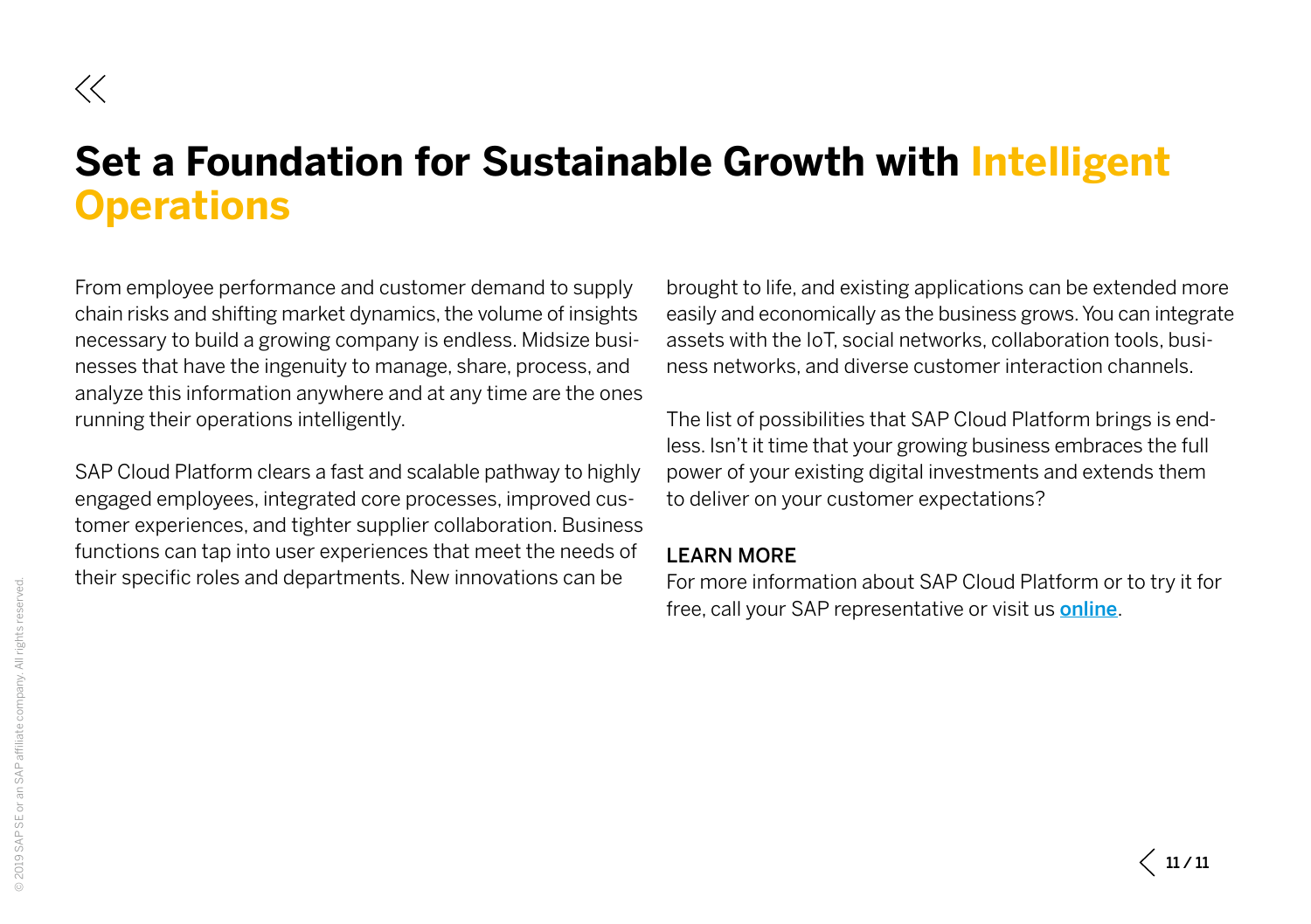# Set a Foundation for Sustainable Growth with Intelligent Operations

From employee performance and customer demand to supply chain risks and shifting market dynamics, the volume of insights necessary to build a growing company is endless. Midsize businesses that have the ingenuity to manage, share, process, and analyze this information anywhere and at any time are the ones running their operations intelligently.

SAP Cloud Platform clears a fast and scalable pathway to highly engaged employees, integrated core processes, improved customer experiences, and tighter supplier collaboration. Business functions can tap into user experiences that meet the needs of their specific roles and departments. New innovations can be brought to life, and existing applications can be extended more easily and economically as the business grows. You can integrate assets with the IoT, social networks, collaboration tools, business networks, and diverse customer interaction channels.

The list of possibilities that SAP Cloud Platform brings is endless. Isn't it time that your growing business embraces the full power of your existing digital investments and extends them to deliver on your customer expectations?

## LEARN MORE

For more information about SAP Cloud Platform or to try it for free, call your SAP representative or visit us **online**.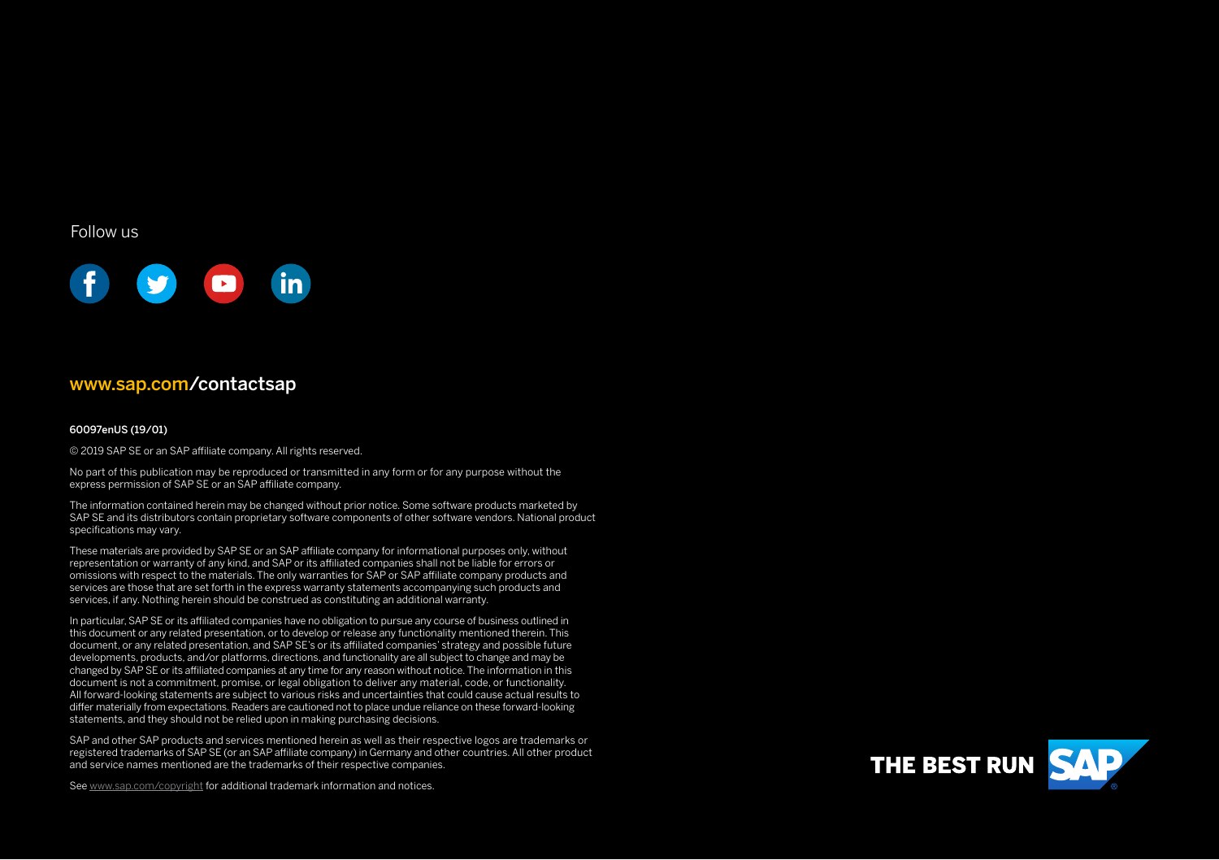Follow us

**www.sap.com/contactsap**

**60097enUS (19/01)**

© 2019 SAP SE or an SAP affiliate company. All rights reserved.

No part of this publication may be reproduced or transmitted in any form or for any purpose without the express permission of SAP SE or an SAP affiliate company.

The information contained herein may be changed without prior notice. Some software products marketed by SAP SE and its distributors contain proprietary software components of other software vendors. National product specifications may vary.

These materials are provided by SAP SE or an SAP affiliate company for informational purposes only, without representation or warranty of any kind, and SAP or its affiliated companies shall not be liable for errors or omissions with respect to the materials. The only warranties for SAP or SAP affiliate company products and services are those that are set forth in the express warranty statements accompanying such products and services, if any. Nothing herein should be construed as constituting an additional warranty.

In particular, SAP SE or its affiliated companies have no obligation to pursue any course of business outlined in this document or any related presentation, or to develop or release any functionality mentioned therein. This document, or any related presentation, and SAP SE's or its affiliated companies' strategy and possible future developments, products, and/or platforms, directions, and functionality are all subject to change and may be changed by SAP SE or its affiliated companies at any time for any reason without notice. The information in this document is not a commitment, promise, or legal obligation to deliver any material, code, or functionality. All forward-looking statements are subject to various risks and uncertainties that could cause actual results to differ materially from expectations. Readers are cautioned not to place undue reliance on these forward-looking statements, and they should not be relied upon in making purchasing decisions.

SAP and other SAP products and services mentioned herein as well as their respective logos are trademarks or registered trademarks of SAP SE (or an SAP affiliate company) in Germany and other countries. All other product and service names mentioned are the trademarks of their respective companies.

See www.sap.com/copyright for additional trademark information and notices.

THE BEST RUN SAP